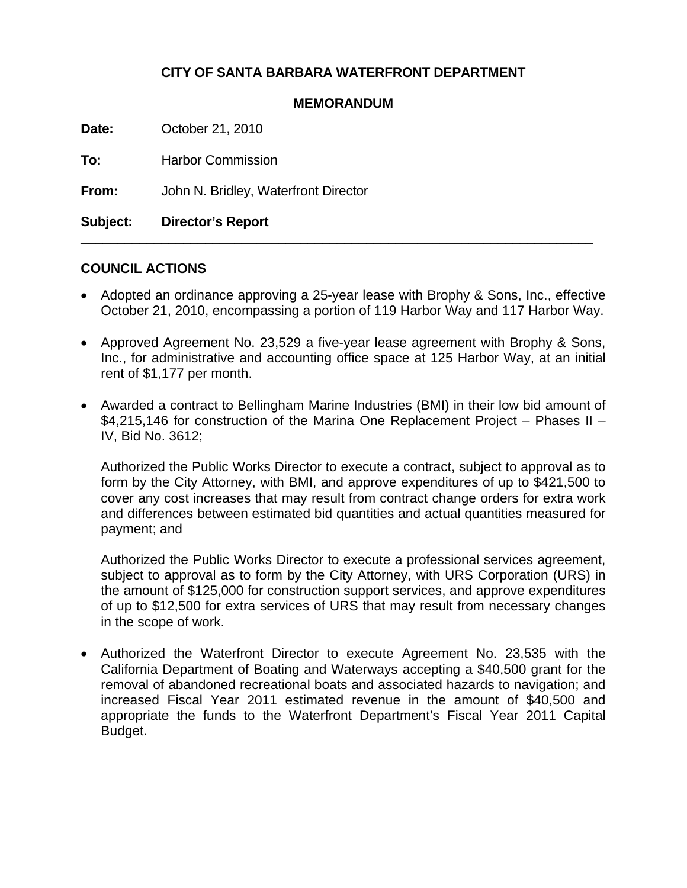**CITY OF SANTA BARBARA WATERFRONT DEPARTMENT**

**MEMORANDUM**

**Date:** October 21, 2010

**To:** Harbor Commission

**From:** John N. Bridley, Waterfront Director

**Subject: Director's Report**

---

## COUNCIL ACTIONS

- Adopted an ordinance approving a 25-year lease with Brophy & Sons, Inc., effective October 21, 2010, encompassing a portion of 119 Harbor Way and 117 Harbor Way.

- Approved Agreement No. 23,529 a five-year lease agreement with Brophy & Sons, Inc., for administrative and accounting office space at 125 Harbor Way, at an initial rent of $1,177 per month.

- Awarded a contract to Bellingham Marine Industries (BMI) in their low bid amount of $4,215,146 for construction of the Marina One Replacement Project – Phases II – IV, Bid No. 3612;

  Authorized the Public Works Director to execute a contract, subject to approval as to form by the City Attorney, with BMI, and approve expenditures of up to $421,500 to cover any cost increases that may result from contract change orders for extra work and differences between estimated bid quantities and actual quantities measured for payment; and

  Authorized the Public Works Director to execute a professional services agreement, subject to approval as to form by the City Attorney, with URS Corporation (URS) in the amount of $125,000 for construction support services, and approve expenditures of up to $12,500 for extra services of URS that may result from necessary changes in the scope of work.

- Authorized the Waterfront Director to execute Agreement No. 23,535 with the California Department of Boating and Waterways accepting a $40,500 grant for the removal of abandoned recreational boats and associated hazards to navigation; and increased Fiscal Year 2011 estimated revenue in the amount of $40,500 and appropriate the funds to the Waterfront Department's Fiscal Year 2011 Capital Budget.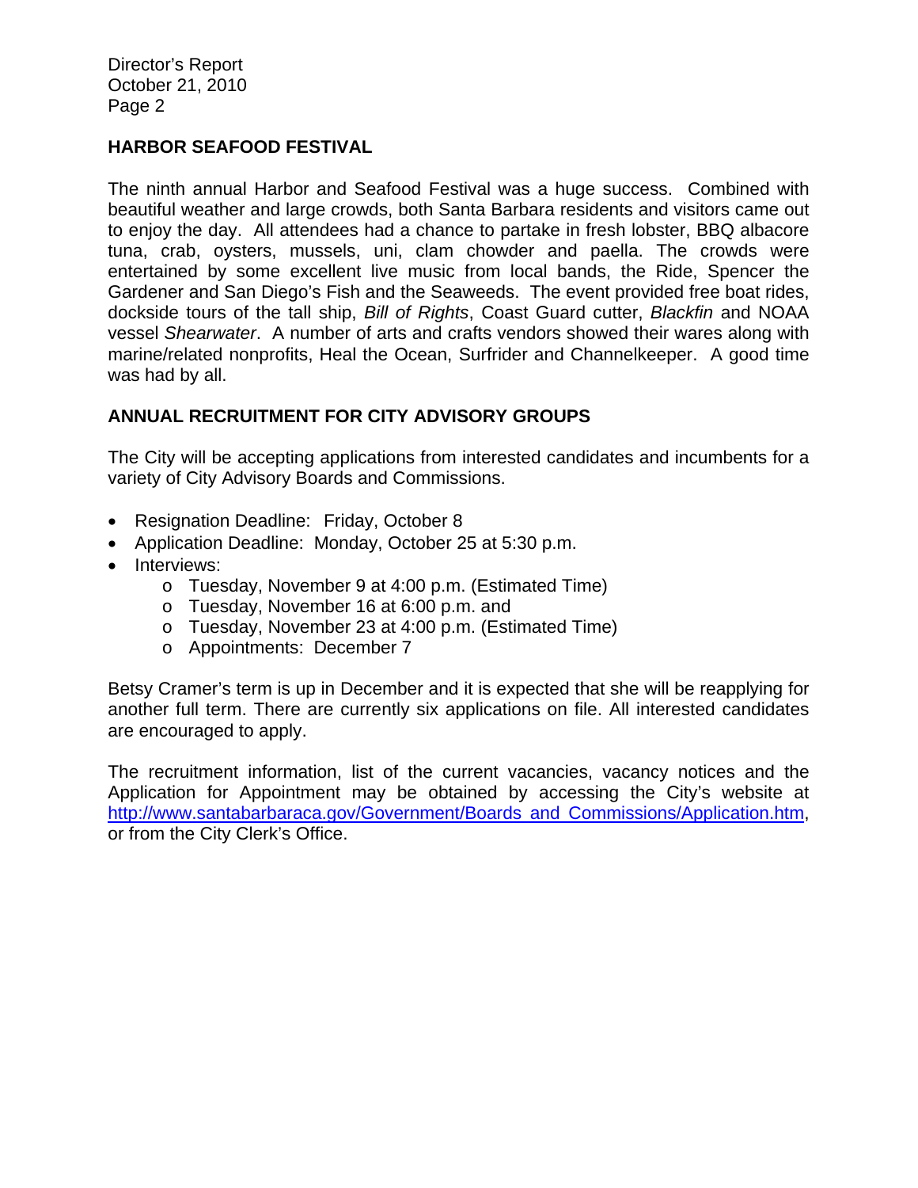## HARBOR SEAFOOD FESTIVAL

The ninth annual Harbor and Seafood Festival was a huge success. Combined with beautiful weather and large crowds, both Santa Barbara residents and visitors came out to enjoy the day. All attendees had a chance to partake in fresh lobster, BBQ albacore tuna, crab, oysters, mussels, uni, clam chowder and paella. The crowds were entertained by some excellent live music from local bands, the Ride, Spencer the Gardener and San Diego's Fish and the Seaweeds. The event provided free boat rides, dockside tours of the tall ship, *Bill of Rights*, Coast Guard cutter, *Blackfin* and NOAA vessel *Shearwater*. A number of arts and crafts vendors showed their wares along with marine/related nonprofits, Heal the Ocean, Surfrider and Channelkeeper. A good time was had by all.

## ANNUAL RECRUITMENT FOR CITY ADVISORY GROUPS

The City will be accepting applications from interested candidates and incumbents for a variety of City Advisory Boards and Commissions.

- Resignation Deadline: Friday, October 8
- Application Deadline: Monday, October 25 at 5:30 p.m.
- Interviews:
  - Tuesday, November 9 at 4:00 p.m. (Estimated Time)
  - Tuesday, November 16 at 6:00 p.m. and
  - Tuesday, November 23 at 4:00 p.m. (Estimated Time)
  - Appointments: December 7

Betsy Cramer's term is up in December and it is expected that she will be reapplying for another full term. There are currently six applications on file. All interested candidates are encouraged to apply.

The recruitment information, list of the current vacancies, vacancy notices and the Application for Appointment may be obtained by accessing the City's website at http://www.santabarbaraca.gov/Government/Boards_and_Commissions/Application.htm, or from the City Clerk's Office.